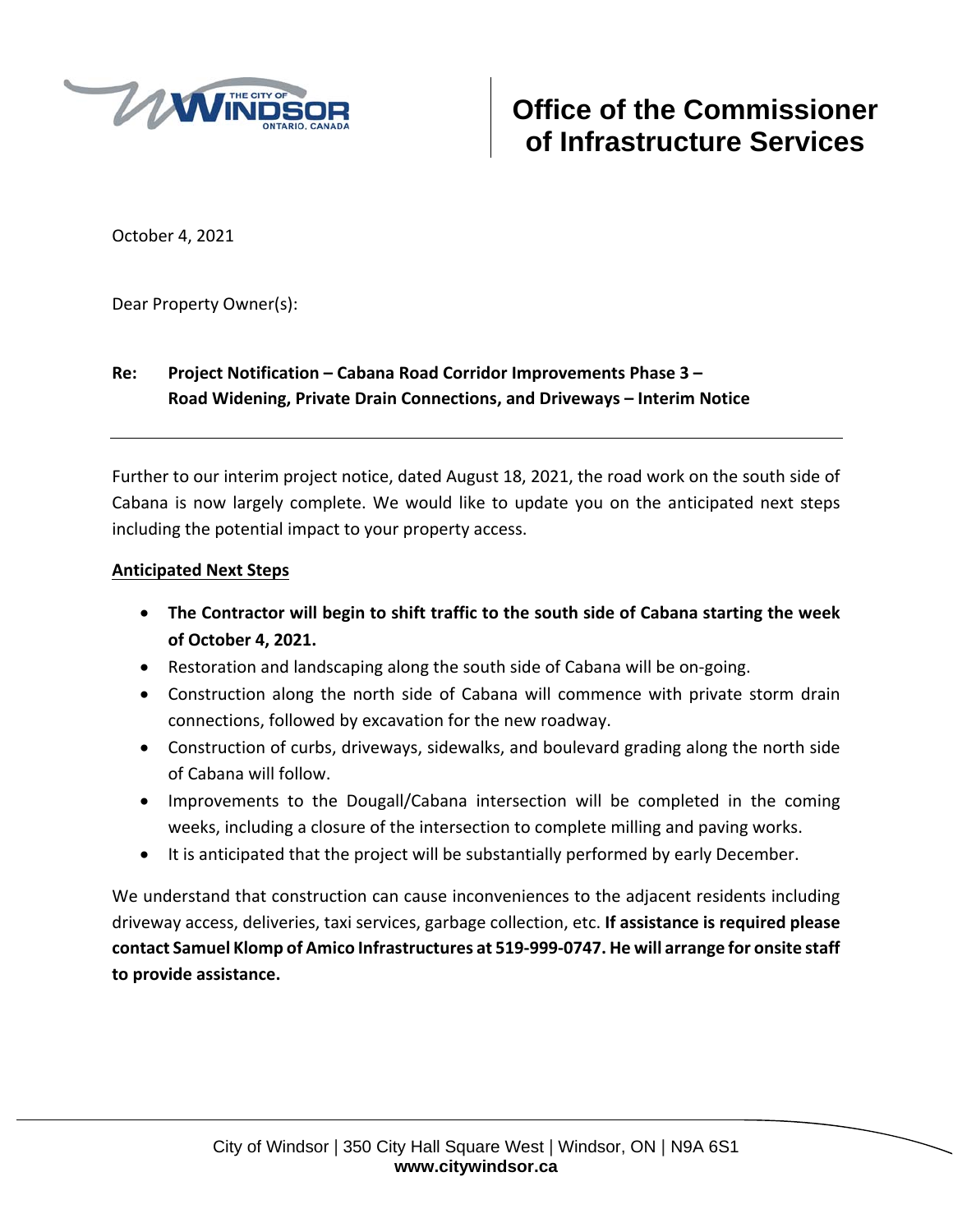# Office of the Commissioner of Infrastructure Services

October 4, 2021

Dear Property Owner(s):

**Re: Project Notification – Cabana Road Corridor Improvements Phase 3 – Road Widening, Private Drain Connections, and Driveways – Interim Notice**

---

Further to our interim project notice, dated August 18, 2021, the road work on the south side of Cabana is now largely complete. We would like to update you on the anticipated next steps including the potential impact to your property access.

**<u>Anticipated Next Steps</u>**

- **The Contractor will begin to shift traffic to the south side of Cabana starting the week of October 4, 2021.**
- Restoration and landscaping along the south side of Cabana will be on-going.
- Construction along the north side of Cabana will commence with private storm drain connections, followed by excavation for the new roadway.
- Construction of curbs, driveways, sidewalks, and boulevard grading along the north side of Cabana will follow.
- Improvements to the Dougall/Cabana intersection will be completed in the coming weeks, including a closure of the intersection to complete milling and paving works.
- It is anticipated that the project will be substantially performed by early December.

We understand that construction can cause inconveniences to the adjacent residents including driveway access, deliveries, taxi services, garbage collection, etc. **If assistance is required please contact Samuel Klomp of Amico Infrastructures at 519-999-0747. He will arrange for onsite staff to provide assistance.**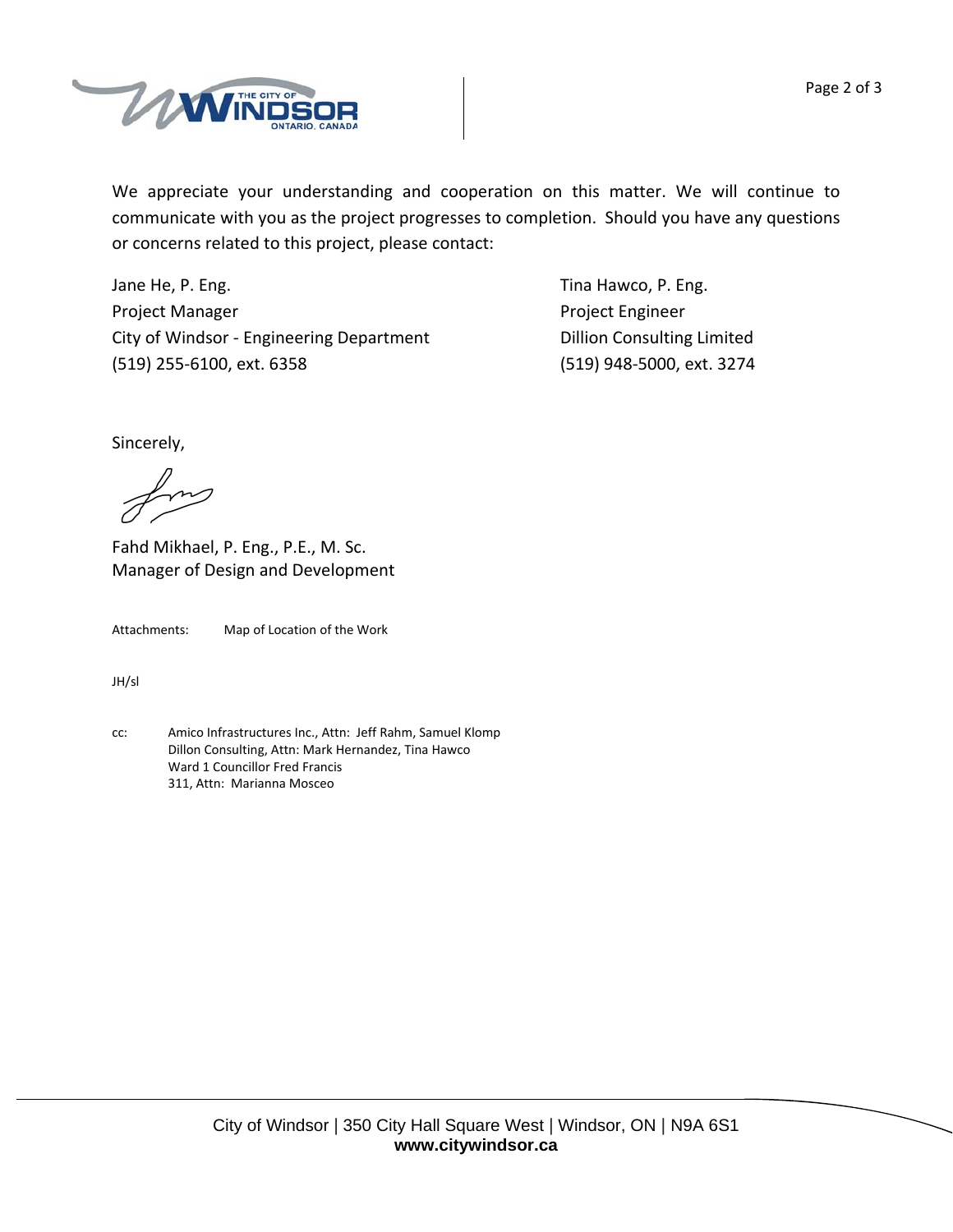We appreciate your understanding and cooperation on this matter. We will continue to communicate with you as the project progresses to completion. Should you have any questions or concerns related to this project, please contact:

Jane He, P. Eng.
Project Manager
City of Windsor - Engineering Department
(519) 255-6100, ext. 6358

Tina Hawco, P. Eng.
Project Engineer
Dillion Consulting Limited
(519) 948-5000, ext. 3274

Sincerely,

Fahd Mikhael, P. Eng., P.E., M. Sc.
Manager of Design and Development

Attachments: Map of Location of the Work

JH/sl

cc: Amico Infrastructures Inc., Attn: Jeff Rahm, Samuel Klomp
Dillon Consulting, Attn: Mark Hernandez, Tina Hawco
Ward 1 Councillor Fred Francis
311, Attn: Marianna Mosceo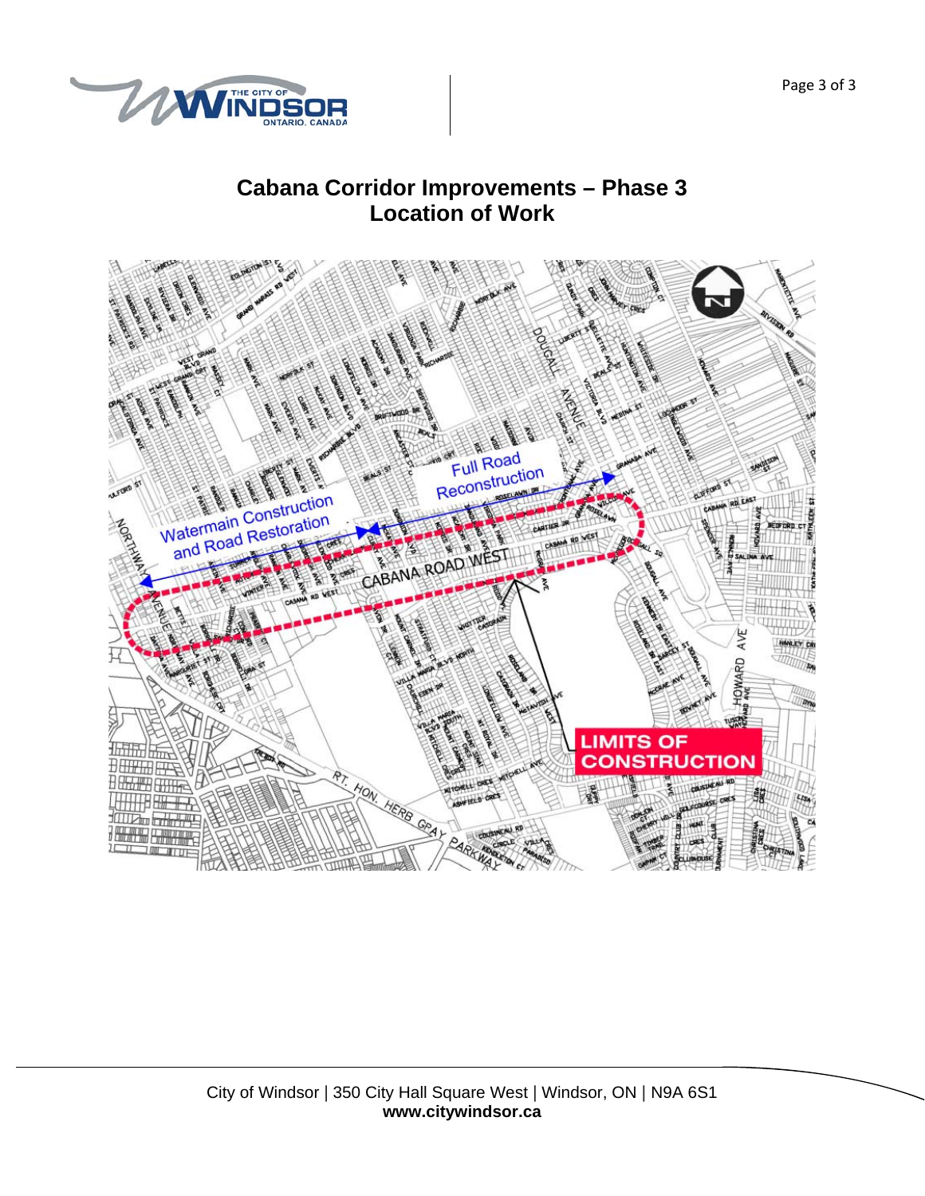# Cabana Corridor Improvements – Phase 3
## Location of Work

Watermain Construction and Road Restoration

Full Road Reconstruction

CABANA ROAD WEST

LIMITS OF CONSTRUCTION

City of Windsor | 350 City Hall Square West | Windsor, ON | N9A 6S1
**www.citywindsor.ca**